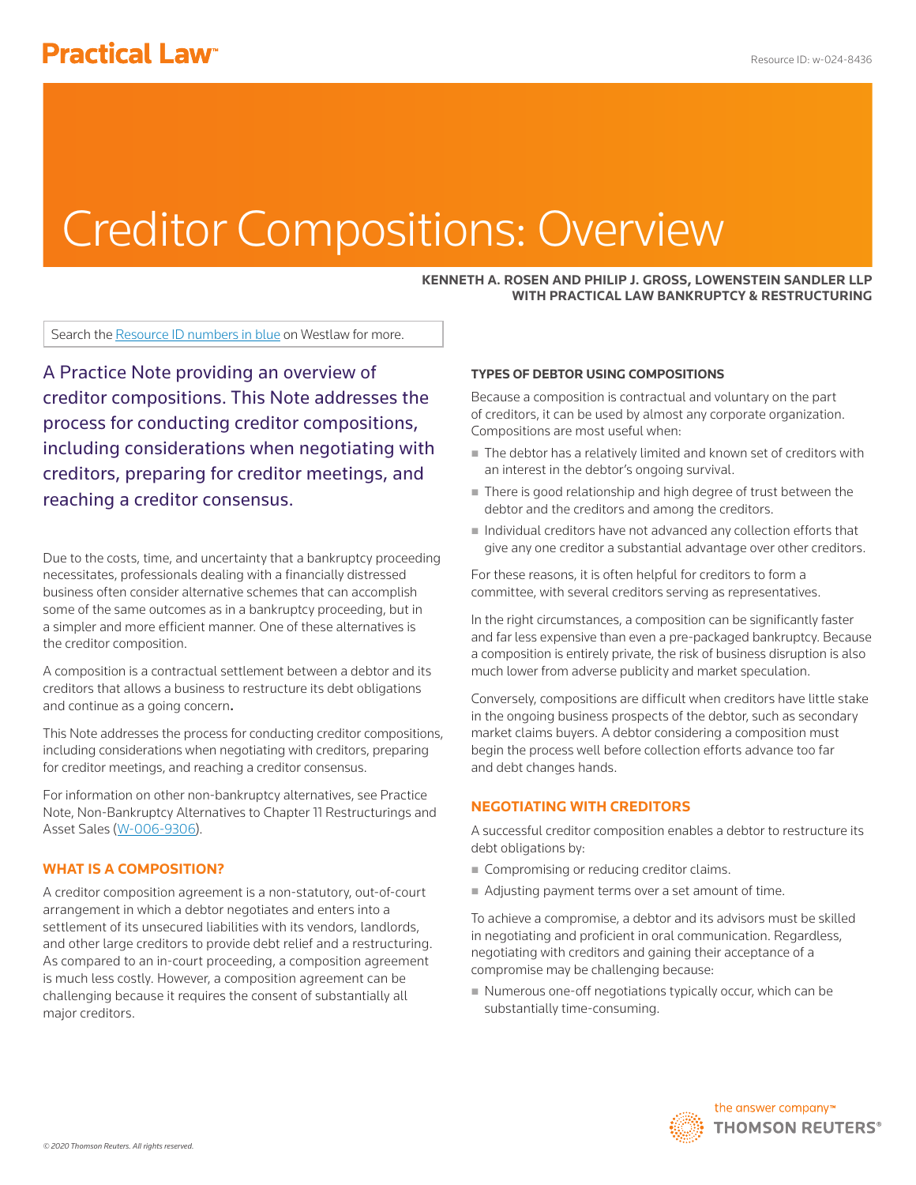# Creditor Compositions: Overview

**KENNETH A. ROSEN AND PHILIP J. GROSS, LOWENSTEIN SANDLER LLP WITH PRACTICAL LAW BANKRUPTCY & RESTRUCTURING**

Search the Resource ID numbers in blue on Westlaw for more.

A Practice Note providing an overview of creditor compositions. This Note addresses the process for conducting creditor compositions, including considerations when negotiating with creditors, preparing for creditor meetings, and reaching a creditor consensus.

Due to the costs, time, and uncertainty that a bankruptcy proceeding necessitates, professionals dealing with a financially distressed business often consider alternative schemes that can accomplish some of the same outcomes as in a bankruptcy proceeding, but in a simpler and more efficient manner. One of these alternatives is the creditor composition.

A composition is a contractual settlement between a debtor and its creditors that allows a business to restructure its debt obligations and continue as a going concern.

This Note addresses the process for conducting creditor compositions, including considerations when negotiating with creditors, preparing for creditor meetings, and reaching a creditor consensus.

For information on other non-bankruptcy alternatives, see Practice Note, Non-Bankruptcy Alternatives to Chapter 11 Restructurings and Asset Sales (W-006-9306).

## WHAT IS A COMPOSITION?

A creditor composition agreement is a non-statutory, out-of-court arrangement in which a debtor negotiates and enters into a settlement of its unsecured liabilities with its vendors, landlords, and other large creditors to provide debt relief and a restructuring. As compared to an in-court proceeding, a composition agreement is much less costly. However, a composition agreement can be challenging because it requires the consent of substantially all major creditors.

### TYPES OF DEBTOR USING COMPOSITIONS

Because a composition is contractual and voluntary on the part of creditors, it can be used by almost any corporate organization. Compositions are most useful when:

- The debtor has a relatively limited and known set of creditors with an interest in the debtor's ongoing survival.
- There is good relationship and high degree of trust between the debtor and the creditors and among the creditors.
- Individual creditors have not advanced any collection efforts that give any one creditor a substantial advantage over other creditors.

For these reasons, it is often helpful for creditors to form a committee, with several creditors serving as representatives.

In the right circumstances, a composition can be significantly faster and far less expensive than even a pre-packaged bankruptcy. Because a composition is entirely private, the risk of business disruption is also much lower from adverse publicity and market speculation.

Conversely, compositions are difficult when creditors have little stake in the ongoing business prospects of the debtor, such as secondary market claims buyers. A debtor considering a composition must begin the process well before collection efforts advance too far and debt changes hands.

## NEGOTIATING WITH CREDITORS

A successful creditor composition enables a debtor to restructure its debt obligations by:

- Compromising or reducing creditor claims.
- Adjusting payment terms over a set amount of time.

To achieve a compromise, a debtor and its advisors must be skilled in negotiating and proficient in oral communication. Regardless, negotiating with creditors and gaining their acceptance of a compromise may be challenging because:

- Numerous one-off negotiations typically occur, which can be substantially time-consuming.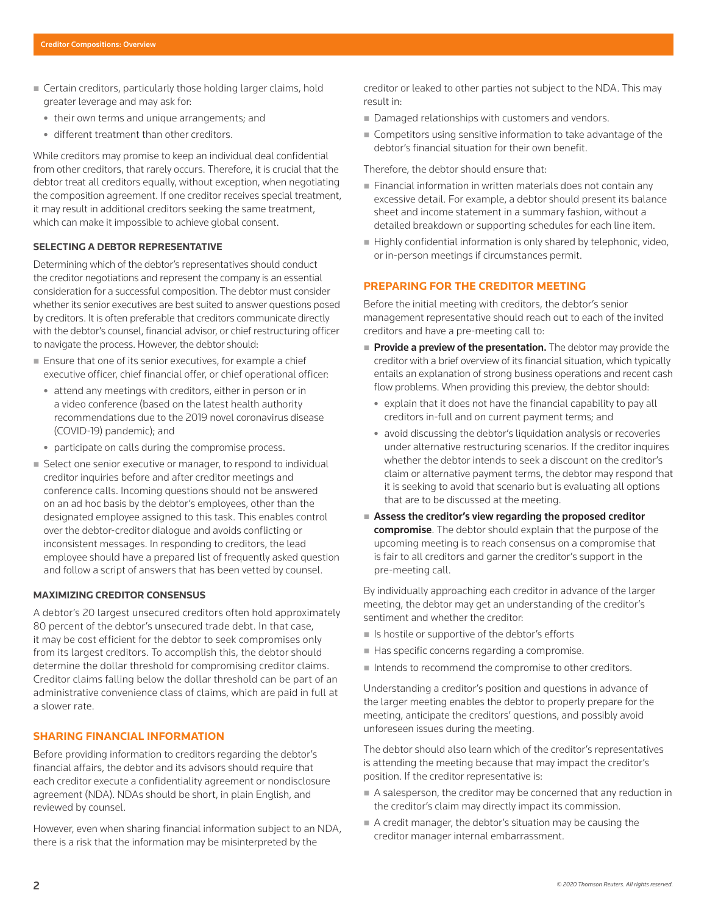- Certain creditors, particularly those holding larger claims, hold greater leverage and may ask for:
  - their own terms and unique arrangements; and
  - different treatment than other creditors.

While creditors may promise to keep an individual deal confidential from other creditors, that rarely occurs. Therefore, it is crucial that the debtor treat all creditors equally, without exception, when negotiating the composition agreement. If one creditor receives special treatment, it may result in additional creditors seeking the same treatment, which can make it impossible to achieve global consent.

#### SELECTING A DEBTOR REPRESENTATIVE

Determining which of the debtor's representatives should conduct the creditor negotiations and represent the company is an essential consideration for a successful composition. The debtor must consider whether its senior executives are best suited to answer questions posed by creditors. It is often preferable that creditors communicate directly with the debtor's counsel, financial advisor, or chief restructuring officer to navigate the process. However, the debtor should:

- Ensure that one of its senior executives, for example a chief executive officer, chief financial offer, or chief operational officer:
  - attend any meetings with creditors, either in person or in a video conference (based on the latest health authority recommendations due to the 2019 novel coronavirus disease (COVID-19) pandemic); and
  - participate on calls during the compromise process.
- Select one senior executive or manager, to respond to individual creditor inquiries before and after creditor meetings and conference calls. Incoming questions should not be answered on an ad hoc basis by the debtor's employees, other than the designated employee assigned to this task. This enables control over the debtor-creditor dialogue and avoids conflicting or inconsistent messages. In responding to creditors, the lead employee should have a prepared list of frequently asked question and follow a script of answers that has been vetted by counsel.

#### MAXIMIZING CREDITOR CONSENSUS

A debtor's 20 largest unsecured creditors often hold approximately 80 percent of the debtor's unsecured trade debt. In that case, it may be cost efficient for the debtor to seek compromises only from its largest creditors. To accomplish this, the debtor should determine the dollar threshold for compromising creditor claims. Creditor claims falling below the dollar threshold can be part of an administrative convenience class of claims, which are paid in full at a slower rate.

### SHARING FINANCIAL INFORMATION

Before providing information to creditors regarding the debtor's financial affairs, the debtor and its advisors should require that each creditor execute a confidentiality agreement or nondisclosure agreement (NDA). NDAs should be short, in plain English, and reviewed by counsel.

However, even when sharing financial information subject to an NDA, there is a risk that the information may be misinterpreted by the creditor or leaked to other parties not subject to the NDA. This may result in:

- Damaged relationships with customers and vendors.
- Competitors using sensitive information to take advantage of the debtor's financial situation for their own benefit.

Therefore, the debtor should ensure that:

- Financial information in written materials does not contain any excessive detail. For example, a debtor should present its balance sheet and income statement in a summary fashion, without a detailed breakdown or supporting schedules for each line item.
- Highly confidential information is only shared by telephonic, video, or in-person meetings if circumstances permit.

### PREPARING FOR THE CREDITOR MEETING

Before the initial meeting with creditors, the debtor's senior management representative should reach out to each of the invited creditors and have a pre-meeting call to:

- **Provide a preview of the presentation.** The debtor may provide the creditor with a brief overview of its financial situation, which typically entails an explanation of strong business operations and recent cash flow problems. When providing this preview, the debtor should:
  - explain that it does not have the financial capability to pay all creditors in-full and on current payment terms; and
  - avoid discussing the debtor's liquidation analysis or recoveries under alternative restructuring scenarios. If the creditor inquires whether the debtor intends to seek a discount on the creditor's claim or alternative payment terms, the debtor may respond that it is seeking to avoid that scenario but is evaluating all options that are to be discussed at the meeting.
- **Assess the creditor's view regarding the proposed creditor compromise**. The debtor should explain that the purpose of the upcoming meeting is to reach consensus on a compromise that is fair to all creditors and garner the creditor's support in the pre-meeting call.

By individually approaching each creditor in advance of the larger meeting, the debtor may get an understanding of the creditor's sentiment and whether the creditor:

- Is hostile or supportive of the debtor's efforts
- Has specific concerns regarding a compromise.
- Intends to recommend the compromise to other creditors.

Understanding a creditor's position and questions in advance of the larger meeting enables the debtor to properly prepare for the meeting, anticipate the creditors' questions, and possibly avoid unforeseen issues during the meeting.

The debtor should also learn which of the creditor's representatives is attending the meeting because that may impact the creditor's position. If the creditor representative is:

- A salesperson, the creditor may be concerned that any reduction in the creditor's claim may directly impact its commission.
- A credit manager, the debtor's situation may be causing the creditor manager internal embarrassment.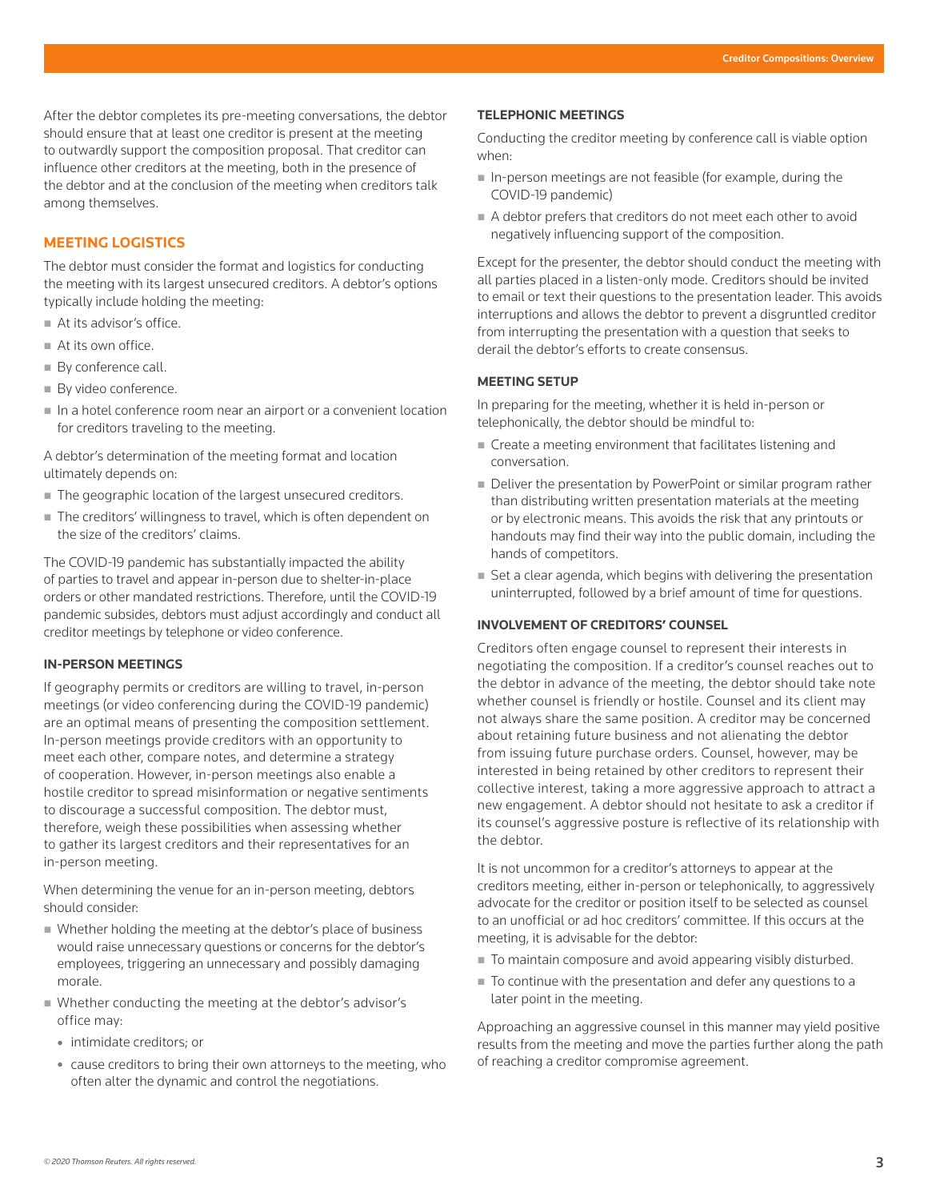After the debtor completes its pre-meeting conversations, the debtor should ensure that at least one creditor is present at the meeting to outwardly support the composition proposal. That creditor can influence other creditors at the meeting, both in the presence of the debtor and at the conclusion of the meeting when creditors talk among themselves.

## MEETING LOGISTICS

The debtor must consider the format and logistics for conducting the meeting with its largest unsecured creditors. A debtor's options typically include holding the meeting:

- At its advisor's office.
- At its own office.
- By conference call.
- By video conference.
- In a hotel conference room near an airport or a convenient location for creditors traveling to the meeting.

A debtor's determination of the meeting format and location ultimately depends on:

- The geographic location of the largest unsecured creditors.
- The creditors' willingness to travel, which is often dependent on the size of the creditors' claims.

The COVID-19 pandemic has substantially impacted the ability of parties to travel and appear in-person due to shelter-in-place orders or other mandated restrictions. Therefore, until the COVID-19 pandemic subsides, debtors must adjust accordingly and conduct all creditor meetings by telephone or video conference.

### IN-PERSON MEETINGS

If geography permits or creditors are willing to travel, in-person meetings (or video conferencing during the COVID-19 pandemic) are an optimal means of presenting the composition settlement. In-person meetings provide creditors with an opportunity to meet each other, compare notes, and determine a strategy of cooperation. However, in-person meetings also enable a hostile creditor to spread misinformation or negative sentiments to discourage a successful composition. The debtor must, therefore, weigh these possibilities when assessing whether to gather its largest creditors and their representatives for an in-person meeting.

When determining the venue for an in-person meeting, debtors should consider:

- Whether holding the meeting at the debtor's place of business would raise unnecessary questions or concerns for the debtor's employees, triggering an unnecessary and possibly damaging morale.
- Whether conducting the meeting at the debtor's advisor's office may:
  - intimidate creditors; or
  - cause creditors to bring their own attorneys to the meeting, who often alter the dynamic and control the negotiations.

### TELEPHONIC MEETINGS

Conducting the creditor meeting by conference call is viable option when:

- In-person meetings are not feasible (for example, during the COVID-19 pandemic)
- A debtor prefers that creditors do not meet each other to avoid negatively influencing support of the composition.

Except for the presenter, the debtor should conduct the meeting with all parties placed in a listen-only mode. Creditors should be invited to email or text their questions to the presentation leader. This avoids interruptions and allows the debtor to prevent a disgruntled creditor from interrupting the presentation with a question that seeks to derail the debtor's efforts to create consensus.

### MEETING SETUP

In preparing for the meeting, whether it is held in-person or telephonically, the debtor should be mindful to:

- Create a meeting environment that facilitates listening and conversation.
- Deliver the presentation by PowerPoint or similar program rather than distributing written presentation materials at the meeting or by electronic means. This avoids the risk that any printouts or handouts may find their way into the public domain, including the hands of competitors.
- Set a clear agenda, which begins with delivering the presentation uninterrupted, followed by a brief amount of time for questions.

### INVOLVEMENT OF CREDITORS' COUNSEL

Creditors often engage counsel to represent their interests in negotiating the composition. If a creditor's counsel reaches out to the debtor in advance of the meeting, the debtor should take note whether counsel is friendly or hostile. Counsel and its client may not always share the same position. A creditor may be concerned about retaining future business and not alienating the debtor from issuing future purchase orders. Counsel, however, may be interested in being retained by other creditors to represent their collective interest, taking a more aggressive approach to attract a new engagement. A debtor should not hesitate to ask a creditor if its counsel's aggressive posture is reflective of its relationship with the debtor.

It is not uncommon for a creditor's attorneys to appear at the creditors meeting, either in-person or telephonically, to aggressively advocate for the creditor or position itself to be selected as counsel to an unofficial or ad hoc creditors' committee. If this occurs at the meeting, it is advisable for the debtor:

- To maintain composure and avoid appearing visibly disturbed.
- To continue with the presentation and defer any questions to a later point in the meeting.

Approaching an aggressive counsel in this manner may yield positive results from the meeting and move the parties further along the path of reaching a creditor compromise agreement.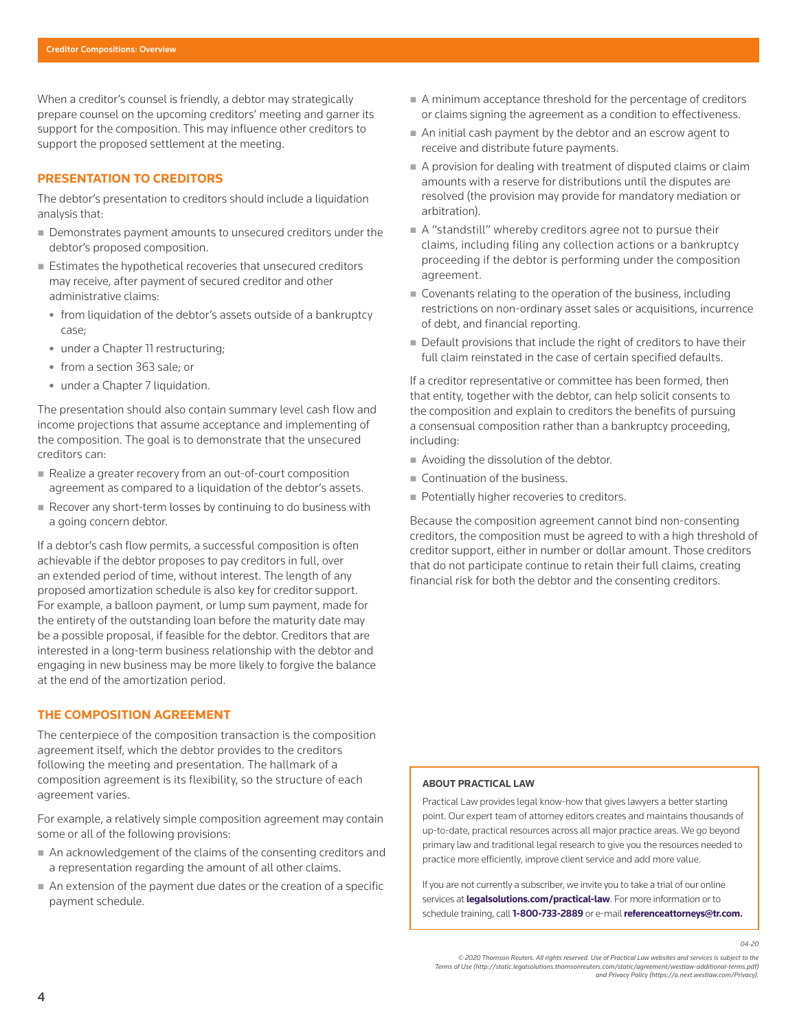When a creditor's counsel is friendly, a debtor may strategically prepare counsel on the upcoming creditors' meeting and garner its support for the composition. This may influence other creditors to support the proposed settlement at the meeting.

## PRESENTATION TO CREDITORS

The debtor's presentation to creditors should include a liquidation analysis that:

- Demonstrates payment amounts to unsecured creditors under the debtor's proposed composition.
- Estimates the hypothetical recoveries that unsecured creditors may receive, after payment of secured creditor and other administrative claims:
  - from liquidation of the debtor's assets outside of a bankruptcy case;
  - under a Chapter 11 restructuring;
  - from a section 363 sale; or
  - under a Chapter 7 liquidation.

The presentation should also contain summary level cash flow and income projections that assume acceptance and implementing of the composition. The goal is to demonstrate that the unsecured creditors can:

- Realize a greater recovery from an out-of-court composition agreement as compared to a liquidation of the debtor's assets.
- Recover any short-term losses by continuing to do business with a going concern debtor.

If a debtor's cash flow permits, a successful composition is often achievable if the debtor proposes to pay creditors in full, over an extended period of time, without interest. The length of any proposed amortization schedule is also key for creditor support. For example, a balloon payment, or lump sum payment, made for the entirety of the outstanding loan before the maturity date may be a possible proposal, if feasible for the debtor. Creditors that are interested in a long-term business relationship with the debtor and engaging in new business may be more likely to forgive the balance at the end of the amortization period.

## THE COMPOSITION AGREEMENT

The centerpiece of the composition transaction is the composition agreement itself, which the debtor provides to the creditors following the meeting and presentation. The hallmark of a composition agreement is its flexibility, so the structure of each agreement varies.

For example, a relatively simple composition agreement may contain some or all of the following provisions:

- An acknowledgement of the claims of the consenting creditors and a representation regarding the amount of all other claims.
- An extension of the payment due dates or the creation of a specific payment schedule.
- A minimum acceptance threshold for the percentage of creditors or claims signing the agreement as a condition to effectiveness.
- An initial cash payment by the debtor and an escrow agent to receive and distribute future payments.
- A provision for dealing with treatment of disputed claims or claim amounts with a reserve for distributions until the disputes are resolved (the provision may provide for mandatory mediation or arbitration).
- A "standstill" whereby creditors agree not to pursue their claims, including filing any collection actions or a bankruptcy proceeding if the debtor is performing under the composition agreement.
- Covenants relating to the operation of the business, including restrictions on non-ordinary asset sales or acquisitions, incurrence of debt, and financial reporting.
- Default provisions that include the right of creditors to have their full claim reinstated in the case of certain specified defaults.

If a creditor representative or committee has been formed, then that entity, together with the debtor, can help solicit consents to the composition and explain to creditors the benefits of pursuing a consensual composition rather than a bankruptcy proceeding, including:

- Avoiding the dissolution of the debtor.
- Continuation of the business.
- Potentially higher recoveries to creditors.

Because the composition agreement cannot bind non-consenting creditors, the composition must be agreed to with a high threshold of creditor support, either in number or dollar amount. Those creditors that do not participate continue to retain their full claims, creating financial risk for both the debtor and the consenting creditors.

**ABOUT PRACTICAL LAW**

Practical Law provides legal know-how that gives lawyers a better starting point. Our expert team of attorney editors creates and maintains thousands of up-to-date, practical resources across all major practice areas. We go beyond primary law and traditional legal research to give you the resources needed to practice more efficiently, improve client service and add more value.

If you are not currently a subscriber, we invite you to take a trial of our online services at **legalsolutions.com/practical-law**. For more information or to schedule training, call **1-800-733-2889** or e-mail **referenceattorneys@tr.com.**

*04-20*

*© 2020 Thomson Reuters. All rights reserved. Use of Practical Law websites and services is subject to the Terms of Use (http://static.legalsolutions.thomsonreuters.com/static/agreement/westlaw-additional-terms.pdf) and Privacy Policy (https://a.next.westlaw.com/Privacy).*